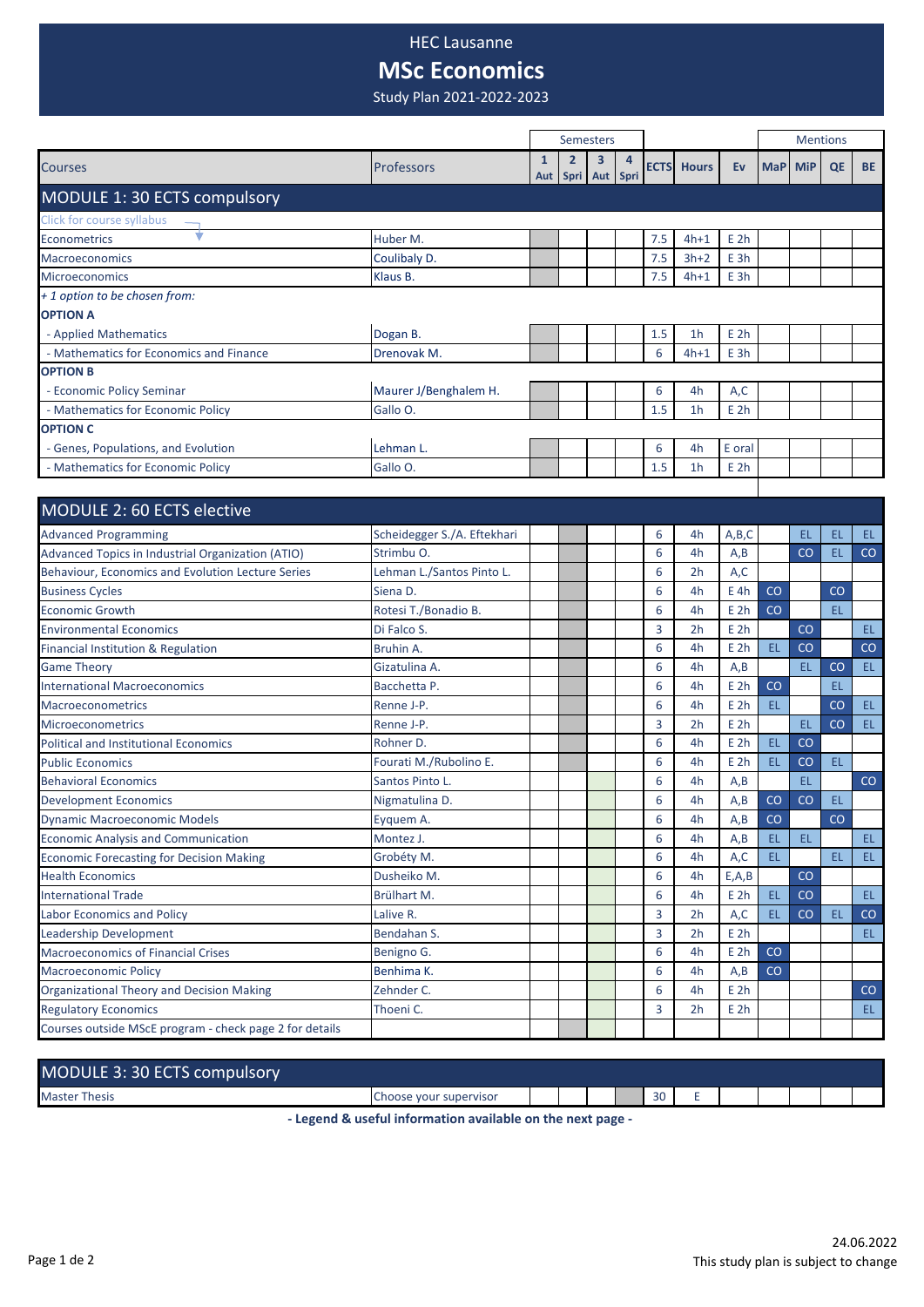# HEC Lausanne

# MSc Economics

Study Plan 2021-2022-2023

| Courses | Professors | Semesters 1 Aut | 2 Spri | 3 Aut | 4 Spri | ECTS | Hours | Ev | Mentions MaP | MiP | QE | BE |
|---|---|---|---|---|---|---|---|---|---|---|---|---|
| **MODULE 1: 30 ECTS compulsory** | | | | | | | | | | | | |
| Click for course syllabus | | | | | | | | | | | | |
| Econometrics | Huber M. | | | | | 7.5 | 4h+1 | E 2h | | | | |
| Macroeconomics | Coulibaly D. | | | | | 7.5 | 3h+2 | E 3h | | | | |
| Microeconomics | Klaus B. | | | | | 7.5 | 4h+1 | E 3h | | | | |
| *+ 1 option to be chosen from:* | | | | | | | | | | | | |
| **OPTION A** | | | | | | | | | | | | |
| - Applied Mathematics | Dogan B. | | | | | 1.5 | 1h | E 2h | | | | |
| - Mathematics for Economics and Finance | Drenovak M. | | | | | 6 | 4h+1 | E 3h | | | | |
| **OPTION B** | | | | | | | | | | | | |
| - Economic Policy Seminar | Maurer J/Benghalem H. | | | | | 6 | 4h | A,C | | | | |
| - Mathematics for Economic Policy | Gallo O. | | | | | 1.5 | 1h | E 2h | | | | |
| **OPTION C** | | | | | | | | | | | | |
| - Genes, Populations, and Evolution | Lehman L. | | | | | 6 | 4h | E oral | | | | |
| - Mathematics for Economic Policy | Gallo O. | | | | | 1.5 | 1h | E 2h | | | | |
| **MODULE 2: 60 ECTS elective** | | | | | | | | | | | | |
| Advanced Programming | Scheidegger S./A. Eftekhari | | | | | 6 | 4h | A,B,C | | EL | EL | EL |
| Advanced Topics in Industrial Organization (ATIO) | Strimbu O. | | | | | 6 | 4h | A,B | | CO | EL | CO |
| Behaviour, Economics and Evolution Lecture Series | Lehman L./Santos Pinto L. | | | | | 6 | 2h | A,C | | | | |
| Business Cycles | Siena D. | | | | | 6 | 4h | E 4h | CO | | CO | |
| Economic Growth | Rotesi T./Bonadio B. | | | | | 6 | 4h | E 2h | CO | | EL | |
| Environmental Economics | Di Falco S. | | | | | 3 | 2h | E 2h | | CO | | EL |
| Financial Institution & Regulation | Bruhin A. | | | | | 6 | 4h | E 2h | EL | CO | | CO |
| Game Theory | Gizatulina A. | | | | | 6 | 4h | A,B | | EL | CO | EL |
| International Macroeconomics | Bacchetta P. | | | | | 6 | 4h | E 2h | CO | | EL | |
| Macroeconometrics | Renne J-P. | | | | | 6 | 4h | E 2h | EL | | CO | EL |
| Microeconometrics | Renne J-P. | | | | | 3 | 2h | E 2h | | EL | CO | EL |
| Political and Institutional Economics | Rohner D. | | | | | 6 | 4h | E 2h | EL | CO | | |
| Public Economics | Fourati M./Rubolino E. | | | | | 6 | 4h | E 2h | EL | CO | EL | |
| Behavioral Economics | Santos Pinto L. | | | | | 6 | 4h | A,B | | EL | | CO |
| Development Economics | Nigmatulina D. | | | | | 6 | 4h | A,B | CO | CO | EL | |
| Dynamic Macroeconomic Models | Eyquem A. | | | | | 6 | 4h | A,B | CO | | CO | |
| Economic Analysis and Communication | Montez J. | | | | | 6 | 4h | A,B | EL | EL | | EL |
| Economic Forecasting for Decision Making | Grobéty M. | | | | | 6 | 4h | A,C | EL | | EL | EL |
| Health Economics | Dusheiko M. | | | | | 6 | 4h | E,A,B | | CO | | |
| International Trade | Brülhart M. | | | | | 6 | 4h | E 2h | EL | CO | | EL |
| Labor Economics and Policy | Lalive R. | | | | | 3 | 2h | A,C | EL | CO | EL | CO |
| Leadership Development | Bendahan S. | | | | | 3 | 2h | E 2h | | | | EL |
| Macroeconomics of Financial Crises | Benigno G. | | | | | 6 | 4h | E 2h | CO | | | |
| Macroeconomic Policy | Benhima K. | | | | | 6 | 4h | A,B | CO | | | |
| Organizational Theory and Decision Making | Zehnder C. | | | | | 6 | 4h | E 2h | | | | CO |
| Regulatory Economics | Thoeni C. | | | | | 3 | 2h | E 2h | | | | EL |
| Courses outside MScE program - check page 2 for details | | | | | | | | | | | | |
| **MODULE 3: 30 ECTS compulsory** | | | | | | | | | | | | |
| Master Thesis | Choose your supervisor | | | | | 30 | E | | | | | |

**- Legend & useful information available on the next page -**

24.06.2022

This study plan is subject to change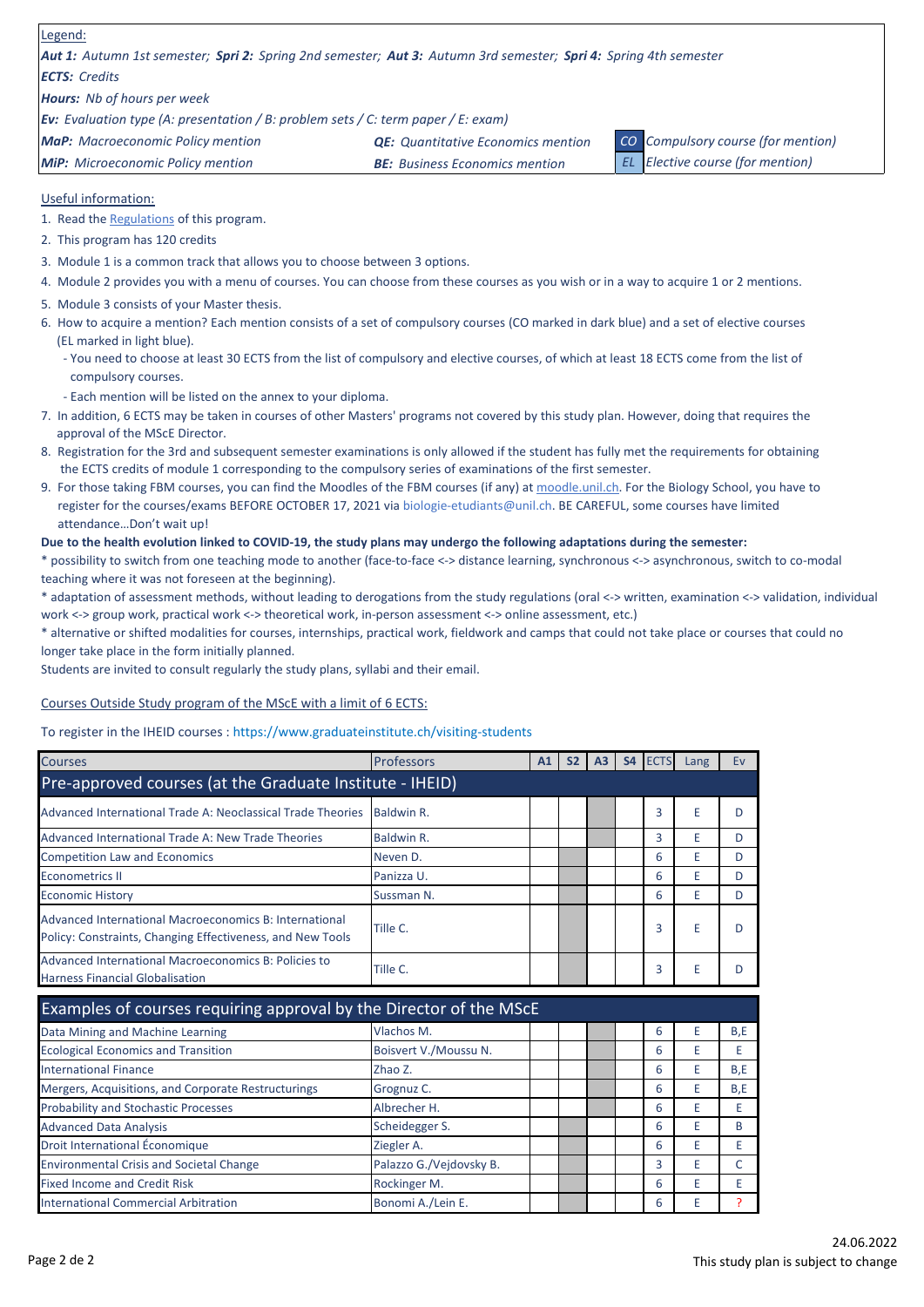Legend:

***Aut 1:** Autumn 1st semester;* ***Spri 2:** Spring 2nd semester;* ***Aut 3:** Autumn 3rd semester;* ***Spri 4:** Spring 4th semester*

***ECTS:** Credits*

***Hours:** Nb of hours per week*

***Ev:** Evaluation type (A: presentation / B: problem sets / C: term paper / E: exam)*

***MaP:** Macroeconomic Policy mention* ***QE:** Quantitative Economics mention* *CO Compulsory course (for mention)*

***MiP:** Microeconomic Policy mention* ***BE:** Business Economics mention* *EL Elective course (for mention)*

Useful information:

1. Read the Regulations of this program.
2. This program has 120 credits
3. Module 1 is a common track that allows you to choose between 3 options.
4. Module 2 provides you with a menu of courses. You can choose from these courses as you wish or in a way to acquire 1 or 2 mentions.
5. Module 3 consists of your Master thesis.
6. How to acquire a mention? Each mention consists of a set of compulsory courses (CO marked in dark blue) and a set of elective courses (EL marked in light blue).
   - You need to choose at least 30 ECTS from the list of compulsory and elective courses, of which at least 18 ECTS come from the list of compulsory courses.
   - Each mention will be listed on the annex to your diploma.
7. In addition, 6 ECTS may be taken in courses of other Masters' programs not covered by this study plan. However, doing that requires the approval of the MScE Director.
8. Registration for the 3rd and subsequent semester examinations is only allowed if the student has fully met the requirements for obtaining the ECTS credits of module 1 corresponding to the compulsory series of examinations of the first semester.
9. For those taking FBM courses, you can find the Moodles of the FBM courses (if any) at moodle.unil.ch. For the Biology School, you have to register for the courses/exams BEFORE OCTOBER 17, 2021 via biologie-etudiants@unil.ch. BE CAREFUL, some courses have limited attendance…Don't wait up!

**Due to the health evolution linked to COVID-19, the study plans may undergo the following adaptations during the semester:**

* possibility to switch from one teaching mode to another (face-to-face <-> distance learning, synchronous <-> asynchronous, switch to co-modal teaching where it was not foreseen at the beginning).

* adaptation of assessment methods, without leading to derogations from the study regulations (oral <-> written, examination <-> validation, individual work <-> group work, practical work <-> theoretical work, in-person assessment <-> online assessment, etc.)

* alternative or shifted modalities for courses, internships, practical work, fieldwork and camps that could not take place or courses that could no longer take place in the form initially planned.

Students are invited to consult regularly the study plans, syllabi and their email.

Courses Outside Study program of the MScE with a limit of 6 ECTS:

To register in the IHEID courses : https://www.graduateinstitute.ch/visiting-students

| Courses | Professors | A1 | S2 | A3 | S4 | ECTS | Lang | Ev |
|---|---|---|---|---|---|---|---|---|
| **Pre-approved courses (at the Graduate Institute - IHEID)** | | | | | | | | |
| Advanced International Trade A: Neoclassical Trade Theories | Baldwin R. | | | | | 3 | E | D |
| Advanced International Trade A: New Trade Theories | Baldwin R. | | | | | 3 | E | D |
| Competition Law and Economics | Neven D. | | | | | 6 | E | D |
| Econometrics II | Panizza U. | | | | | 6 | E | D |
| Economic History | Sussman N. | | | | | 6 | E | D |
| Advanced International Macroeconomics B: International Policy: Constraints, Changing Effectiveness, and New Tools | Tille C. | | | | | 3 | E | D |
| Advanced International Macroeconomics B: Policies to Harness Financial Globalisation | Tille C. | | | | | 3 | E | D |
| **Examples of courses requiring approval by the Director of the MScE** | | | | | | | | |
| Data Mining and Machine Learning | Vlachos M. | | | | | 6 | E | B,E |
| Ecological Economics and Transition | Boisvert V./Moussu N. | | | | | 6 | E | E |
| International Finance | Zhao Z. | | | | | 6 | E | B,E |
| Mergers, Acquisitions, and Corporate Restructurings | Grognuz C. | | | | | 6 | E | B,E |
| Probability and Stochastic Processes | Albrecher H. | | | | | 6 | E | E |
| Advanced Data Analysis | Scheidegger S. | | | | | 6 | E | B |
| Droit International Économique | Ziegler A. | | | | | 6 | E | E |
| Environmental Crisis and Societal Change | Palazzo G./Vejdovsky B. | | | | | 3 | E | C |
| Fixed Income and Credit Risk | Rockinger M. | | | | | 6 | E | E |
| International Commercial Arbitration | Bonomi A./Lein E. | | | | | 6 | E | ? |

24.06.2022

This study plan is subject to change